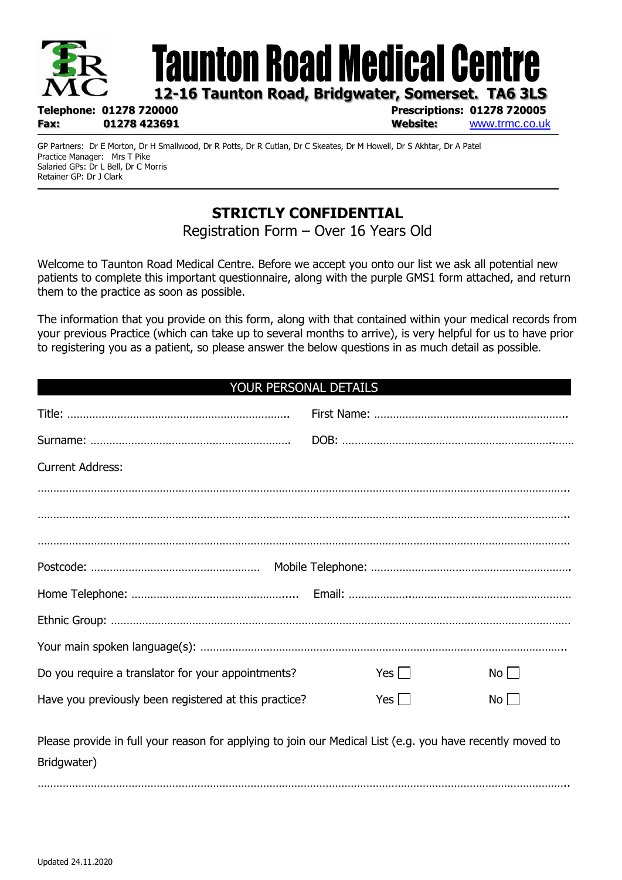# Taunton Road Medical Centre

**12-16 Taunton Road, Bridgwater, Somerset. TA6 3LS**

**Telephone:** 01278 720000
**Fax:** 01278 423691
**Prescriptions:** 01278 720005
**Website:** www.trmc.co.uk

GP Partners: Dr E Morton, Dr H Smallwood, Dr R Potts, Dr R Cutlan, Dr C Skeates, Dr M Howell, Dr S Akhtar, Dr A Patel
Practice Manager: Mrs T Pike
Salaried GPs: Dr L Bell, Dr C Morris
Retainer GP: Dr J Clark

## STRICTLY CONFIDENTIAL

Registration Form – Over 16 Years Old

Welcome to Taunton Road Medical Centre. Before we accept you onto our list we ask all potential new patients to complete this important questionnaire, along with the purple GMS1 form attached, and return them to the practice as soon as possible.

The information that you provide on this form, along with that contained within your medical records from your previous Practice (which can take up to several months to arrive), is very helpful for us to have prior to registering you as a patient, so please answer the below questions in as much detail as possible.

### YOUR PERSONAL DETAILS

Title: …………………………………………………………… First Name: ……………………………………………………

Surname: ……………………………………………………… DOB: ………………………………………………………………

Current Address:

……………………………………………………………………………………………………………………………………

……………………………………………………………………………………………………………………………………

……………………………………………………………………………………………………………………………………

Postcode: …………………………………………… Mobile Telephone: ………………………………………………………

Home Telephone: ……………………………………………. Email: …………………………………………………………

Ethnic Group: ………………………………………………………………………………………………………………………

Your main spoken language(s): ……………………………………………………………………………………………………

Do you require a translator for your appointments? Yes ☐ No ☐

Have you previously been registered at this practice? Yes ☐ No ☐

Please provide in full your reason for applying to join our Medical List (e.g. you have recently moved to Bridgwater)

……………………………………………………………………………………………………………………………………

Updated 24.11.2020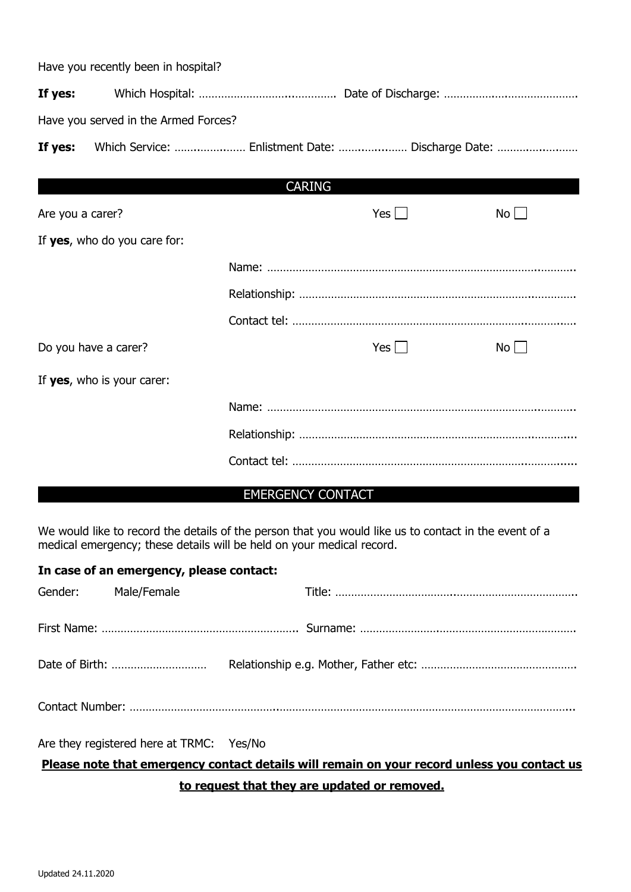Have you recently been in hospital?

**If yes:** Which Hospital: ………………………………………. Date of Discharge: ……………………………………

Have you served in the Armed Forces?

**If yes:** Which Service: ………………… Enlistment Date: ……………… Discharge Date: ………………………

## CARING

Are you a carer? Yes ☐ No ☐

If **yes**, who do you care for:

Name: …………………………………………………………………………………………

Relationship: ……………………………………………………………………………………

Contact tel: ……………………………………………………………………………………

Do you have a carer? Yes ☐ No ☐

If **yes**, who is your carer:

Name: …………………………………………………………………………………………

Relationship: ……………………………………………………………………………………

Contact tel: ……………………………………………………………………………………

## EMERGENCY CONTACT

We would like to record the details of the person that you would like us to contact in the event of a medical emergency; these details will be held on your medical record.

**In case of an emergency, please contact:**

Gender: Male/Female Title: …………………………………………………………………………

First Name: ……………………………………………………. Surname: ……………………………………………………………

Date of Birth: ……………………… Relationship e.g. Mother, Father etc: …………………………………………

Contact Number: ……………………………………………………………………………………………………………………

Are they registered here at TRMC: Yes/No

**Please note that emergency contact details will remain on your record unless you contact us to request that they are updated or removed.**

Updated 24.11.2020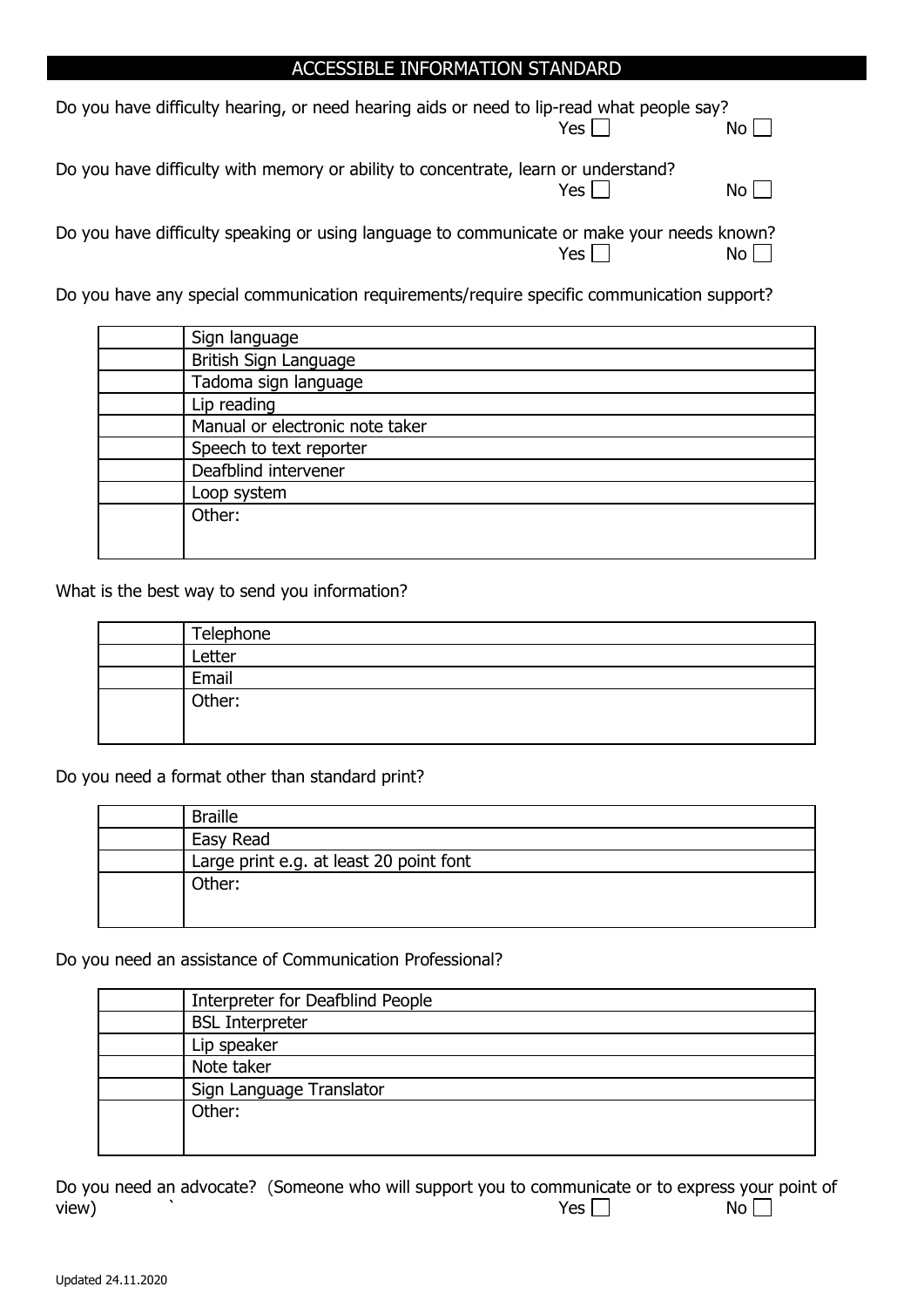## ACCESSIBLE INFORMATION STANDARD

Do you have difficulty hearing, or need hearing aids or need to lip-read what people say?
Yes ☐ No ☐

Do you have difficulty with memory or ability to concentrate, learn or understand?
Yes ☐ No ☐

Do you have difficulty speaking or using language to communicate or make your needs known?
Yes ☐ No ☐

Do you have any special communication requirements/require specific communication support?

| | |
|---|---|
| | Sign language |
| | British Sign Language |
| | Tadoma sign language |
| | Lip reading |
| | Manual or electronic note taker |
| | Speech to text reporter |
| | Deafblind intervener |
| | Loop system |
| | Other: |

What is the best way to send you information?

| | |
|---|---|
| | Telephone |
| | Letter |
| | Email |
| | Other: |

Do you need a format other than standard print?

| | |
|---|---|
| | Braille |
| | Easy Read |
| | Large print e.g. at least 20 point font |
| | Other: |

Do you need an assistance of Communication Professional?

| | |
|---|---|
| | Interpreter for Deafblind People |
| | BSL Interpreter |
| | Lip speaker |
| | Note taker |
| | Sign Language Translator |
| | Other: |

Do you need an advocate? (Someone who will support you to communicate or to express your point of view) ` Yes ☐ No ☐

Updated 24.11.2020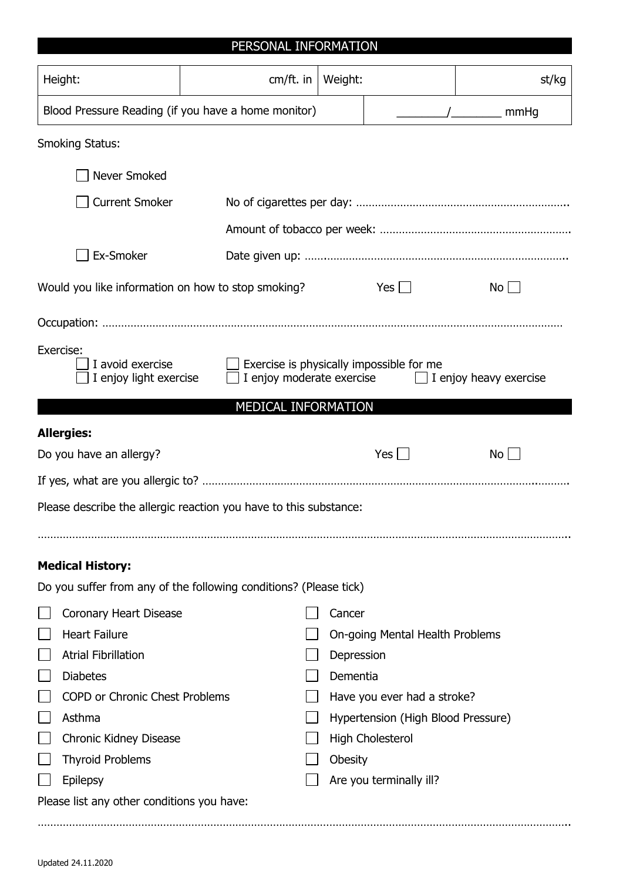## PERSONAL INFORMATION

| Height: | cm/ft. in | Weight: | st/kg |
|---|---|---|---|
| Blood Pressure Reading (if you have a home monitor) | | ________/________ mmHg | |

Smoking Status:

- ☐ Never Smoked
- ☐ Current Smoker — No of cigarettes per day: ………………………………………………………….
  - Amount of tobacco per week: ……………………………………………………
- ☐ Ex-Smoker — Date given up: ……………………………………………………………………..

Would you like information on how to stop smoking? Yes ☐ No ☐

Occupation: ………………………………………………………………………………………………………………………

Exercise:

- ☐ I avoid exercise
- ☐ Exercise is physically impossible for me
- ☐ I enjoy light exercise
- ☐ I enjoy moderate exercise
- ☐ I enjoy heavy exercise

## MEDICAL INFORMATION

**Allergies:**

Do you have an allergy? Yes ☐ No ☐

If yes, what are you allergic to? ……………………………………………………………………………………………………

Please describe the allergic reaction you have to this substance:

…………………………………………………………………………………………………………………………………………..

**Medical History:**

Do you suffer from any of the following conditions? (Please tick)

- ☐ Coronary Heart Disease
- ☐ Heart Failure
- ☐ Atrial Fibrillation
- ☐ Diabetes
- ☐ COPD or Chronic Chest Problems
- ☐ Asthma
- ☐ Chronic Kidney Disease
- ☐ Thyroid Problems
- ☐ Epilepsy
- ☐ Cancer
- ☐ On-going Mental Health Problems
- ☐ Depression
- ☐ Dementia
- ☐ Have you ever had a stroke?
- ☐ Hypertension (High Blood Pressure)
- ☐ High Cholesterol
- ☐ Obesity
- ☐ Are you terminally ill?

Please list any other conditions you have:

…………………………………………………………………………………………………………………………………………..

Updated 24.11.2020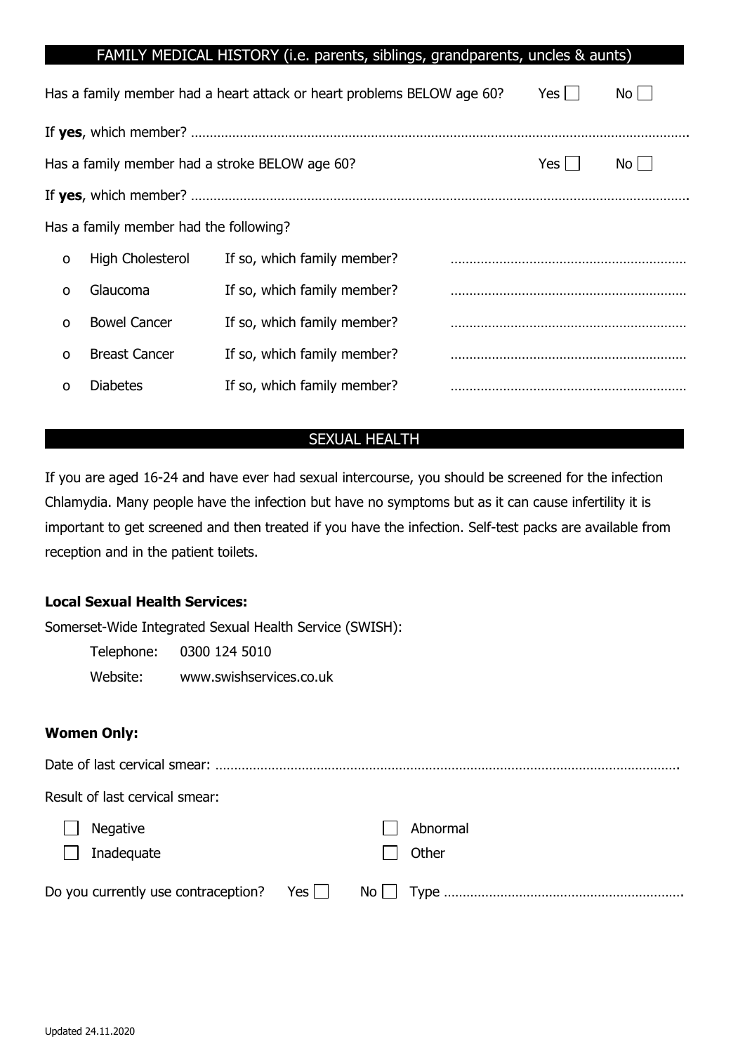## FAMILY MEDICAL HISTORY (i.e. parents, siblings, grandparents, uncles & aunts)

Has a family member had a heart attack or heart problems BELOW age 60? Yes ☐ No ☐

If **yes**, which member? ……………………………………………………………………………………………………………

Has a family member had a stroke BELOW age 60? Yes ☐ No ☐

If **yes**, which member? ……………………………………………………………………………………………………………

Has a family member had the following?

- High Cholesterol — If so, which family member? ………………………………………………
- Glaucoma — If so, which family member? ………………………………………………
- Bowel Cancer — If so, which family member? ………………………………………………
- Breast Cancer — If so, which family member? ………………………………………………
- Diabetes — If so, which family member? ………………………………………………

## SEXUAL HEALTH

If you are aged 16-24 and have ever had sexual intercourse, you should be screened for the infection Chlamydia. Many people have the infection but have no symptoms but as it can cause infertility it is important to get screened and then treated if you have the infection. Self-test packs are available from reception and in the patient toilets.

**Local Sexual Health Services:**

Somerset-Wide Integrated Sexual Health Service (SWISH):

Telephone: 0300 124 5010
Website: www.swishservices.co.uk

**Women Only:**

Date of last cervical smear: ……………………………………………………………………………………………………

Result of last cervical smear:

- ☐ Negative
- ☐ Inadequate
- ☐ Abnormal
- ☐ Other

Do you currently use contraception? Yes ☐ No ☐ Type ………………………………………………………

Updated 24.11.2020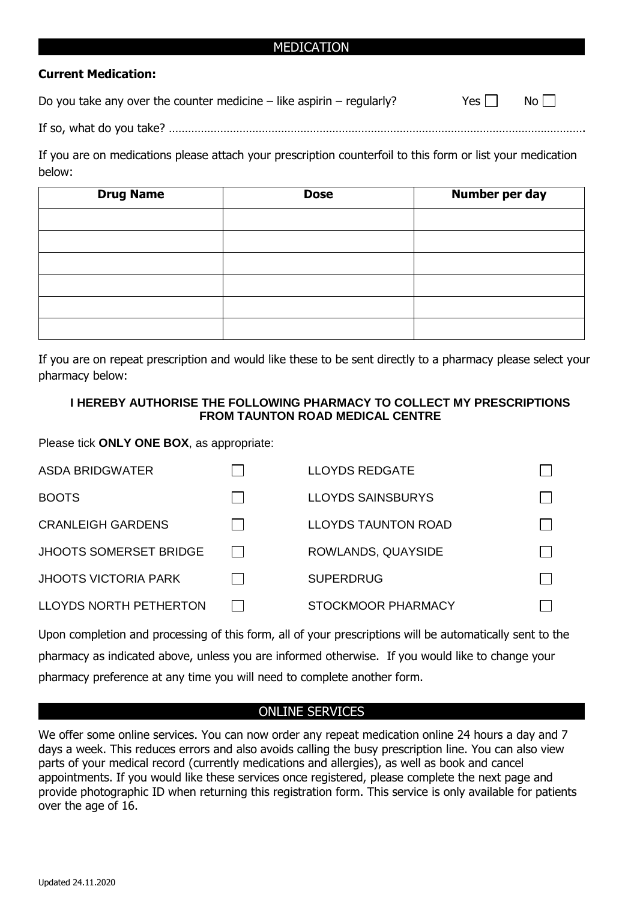## MEDICATION

**Current Medication:**

Do you take any over the counter medicine – like aspirin – regularly? Yes ☐ No ☐

If so, what do you take? ……………………………………………………………………………………………………………………….

If you are on medications please attach your prescription counterfoil to this form or list your medication below:

| Drug Name | Dose | Number per day |
|---|---|---|
| | | |
| | | |
| | | |
| | | |
| | | |
| | | |

If you are on repeat prescription and would like these to be sent directly to a pharmacy please select your pharmacy below:

**I HEREBY AUTHORISE THE FOLLOWING PHARMACY TO COLLECT MY PRESCRIPTIONS FROM TAUNTON ROAD MEDICAL CENTRE**

Please tick **ONLY ONE BOX**, as appropriate:

| | | | |
|---|---|---|---|
| ASDA BRIDGWATER | ☐ | LLOYDS REDGATE | ☐ |
| BOOTS | ☐ | LLOYDS SAINSBURYS | ☐ |
| CRANLEIGH GARDENS | ☐ | LLOYDS TAUNTON ROAD | ☐ |
| JHOOTS SOMERSET BRIDGE | ☐ | ROWLANDS, QUAYSIDE | ☐ |
| JHOOTS VICTORIA PARK | ☐ | SUPERDRUG | ☐ |
| LLOYDS NORTH PETHERTON | ☐ | STOCKMOOR PHARMACY | ☐ |

Upon completion and processing of this form, all of your prescriptions will be automatically sent to the pharmacy as indicated above, unless you are informed otherwise. If you would like to change your pharmacy preference at any time you will need to complete another form.

## ONLINE SERVICES

We offer some online services. You can now order any repeat medication online 24 hours a day and 7 days a week. This reduces errors and also avoids calling the busy prescription line. You can also view parts of your medical record (currently medications and allergies), as well as book and cancel appointments. If you would like these services once registered, please complete the next page and provide photographic ID when returning this registration form. This service is only available for patients over the age of 16.

Updated 24.11.2020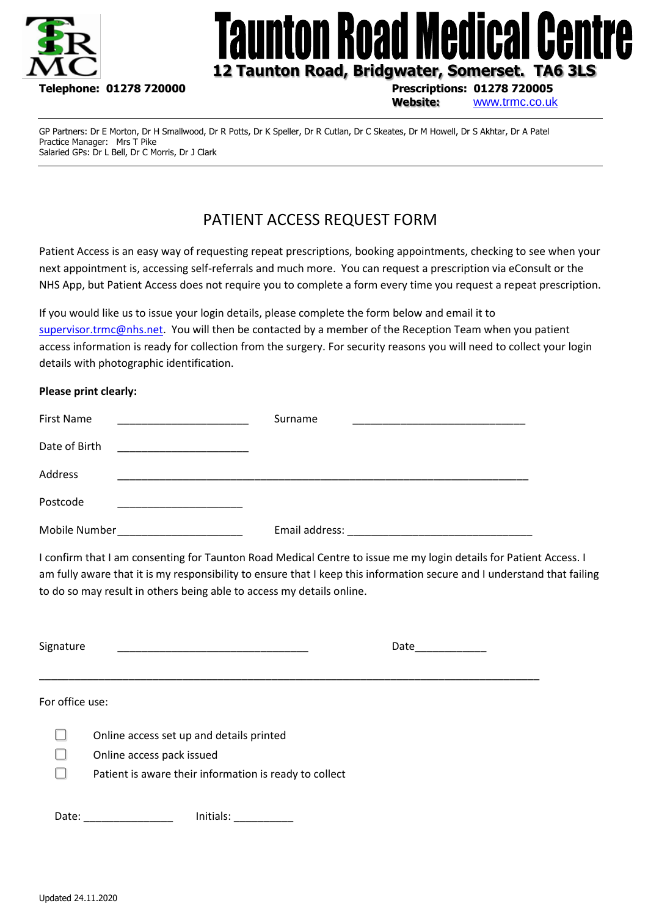# Taunton Road Medical Centre

**12 Taunton Road, Bridgwater, Somerset. TA6 3LS**

**Telephone: 01278 720000**

**Prescriptions: 01278 720005**
**Website:** www.trmc.co.uk

GP Partners: Dr E Morton, Dr H Smallwood, Dr R Potts, Dr K Speller, Dr R Cutlan, Dr C Skeates, Dr M Howell, Dr S Akhtar, Dr A Patel
Practice Manager: Mrs T Pike
Salaried GPs: Dr L Bell, Dr C Morris, Dr J Clark

## PATIENT ACCESS REQUEST FORM

Patient Access is an easy way of requesting repeat prescriptions, booking appointments, checking to see when your next appointment is, accessing self-referrals and much more. You can request a prescription via eConsult or the NHS App, but Patient Access does not require you to complete a form every time you request a repeat prescription.

If you would like us to issue your login details, please complete the form below and email it to supervisor.trmc@nhs.net. You will then be contacted by a member of the Reception Team when you patient access information is ready for collection from the surgery. For security reasons you will need to collect your login details with photographic identification.

**Please print clearly:**

First Name ______________________ Surname ______________________________

Date of Birth ______________________

Address ______________________________________________________________________

Postcode _____________________

Mobile Number_____________________ Email address: _______________________________

I confirm that I am consenting for Taunton Road Medical Centre to issue me my login details for Patient Access. I am fully aware that it is my responsibility to ensure that I keep this information secure and I understand that failing to do so may result in others being able to access my details online.

Signature ________________________________ Date____________

---

For office use:

- ☐ Online access set up and details printed
- ☐ Online access pack issued
- ☐ Patient is aware their information is ready to collect

Date: _______________ Initials: __________

Updated 24.11.2020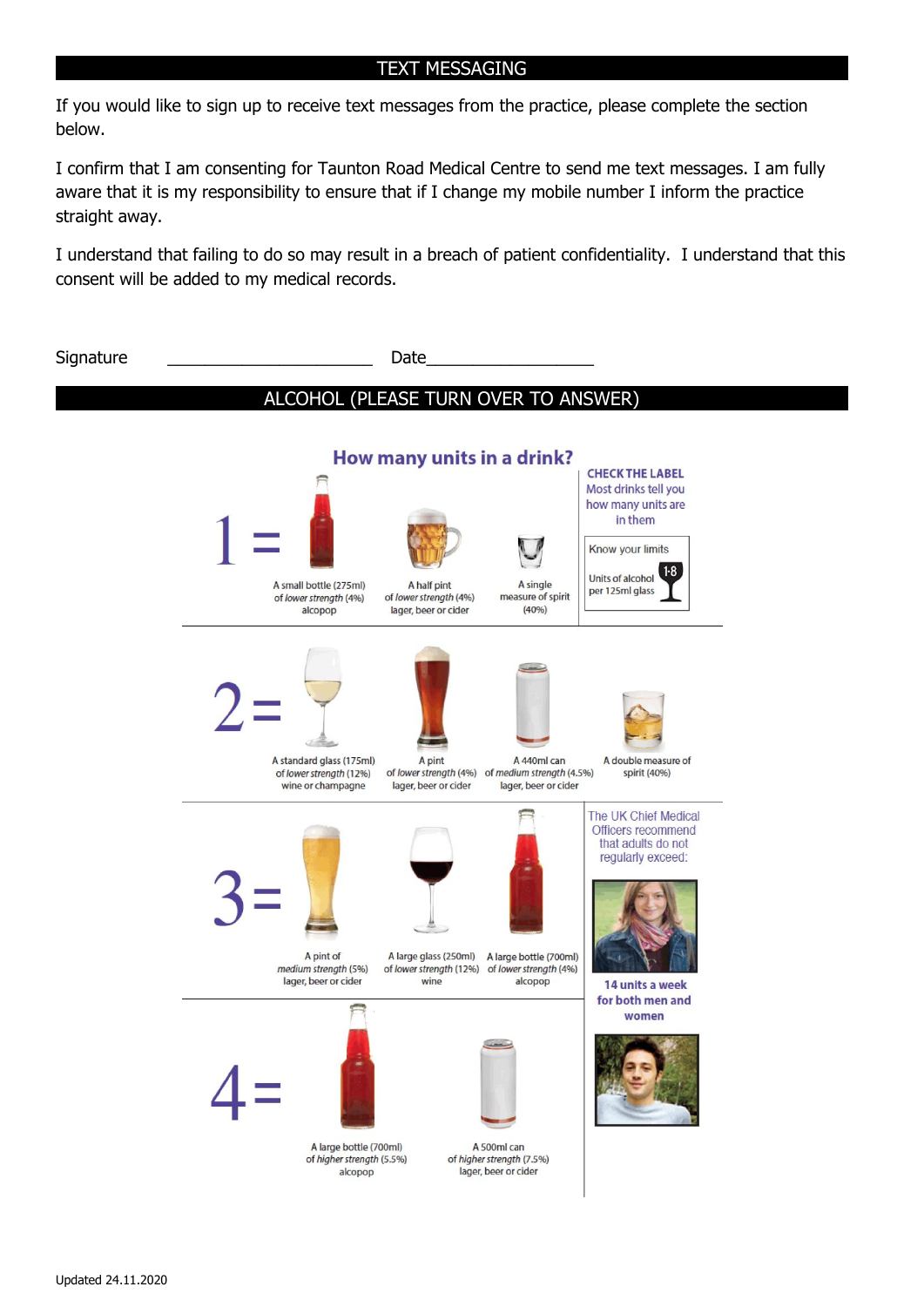## TEXT MESSAGING

If you would like to sign up to receive text messages from the practice, please complete the section below.

I confirm that I am consenting for Taunton Road Medical Centre to send me text messages. I am fully aware that it is my responsibility to ensure that if I change my mobile number I inform the practice straight away.

I understand that failing to do so may result in a breach of patient confidentiality. I understand that this consent will be added to my medical records.

Signature ______________________ Date__________________

## ALCOHOL (PLEASE TURN OVER TO ANSWER)

### How many units in a drink?

**1 =**
- A small bottle (275ml) of *lower strength* (4%) alcopop
- A half pint of *lower strength* (4%) lager, beer or cider
- A single measure of spirit (40%)

**CHECK THE LABEL** Most drinks tell you how many units are in them

Know your limits

Units of alcohol per 125ml glass 1·8

**2 =**
- A standard glass (175ml) of *lower strength* (12%) wine or champagne
- A pint of *lower strength* (4%) lager, beer or cider
- A 440ml can of *medium strength* (4.5%) lager, beer or cider
- A double measure of spirit (40%)

**3 =**
- A pint of *medium strength* (5%) lager, beer or cider
- A large glass (250ml) of *lower strength* (12%) wine
- A large bottle (700ml) of *lower strength* (4%) alcopop

**4 =**
- A large bottle (700ml) of *higher strength* (5.5%) alcopop
- A 500ml can of *higher strength* (7.5%) lager, beer or cider

The UK Chief Medical Officers recommend that adults do not regularly exceed:

**14 units a week for both men and women**

Updated 24.11.2020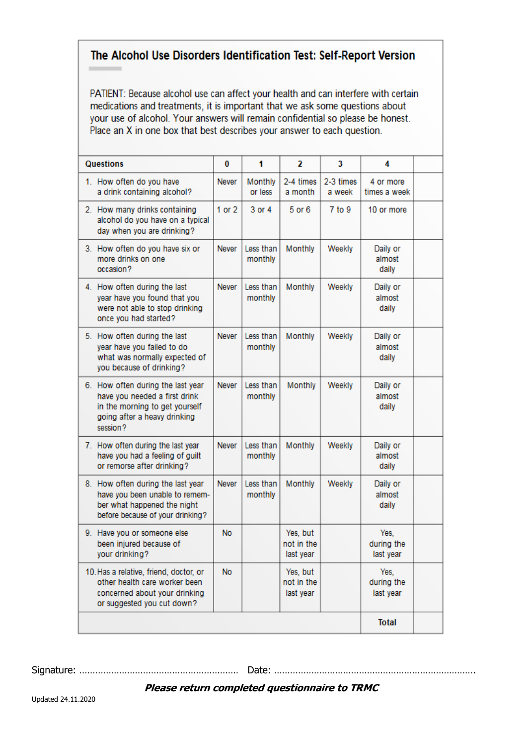## The Alcohol Use Disorders Identification Test: Self-Report Version

PATIENT: Because alcohol use can affect your health and can interfere with certain medications and treatments, it is important that we ask some questions about your use of alcohol. Your answers will remain confidential so please be honest. Place an X in one box that best describes your answer to each question.

| Questions | 0 | 1 | 2 | 3 | 4 | |
|---|---|---|---|---|---|---|
| 1. How often do you have a drink containing alcohol? | Never | Monthly or less | 2-4 times a month | 2-3 times a week | 4 or more times a week | |
| 2. How many drinks containing alcohol do you have on a typical day when you are drinking? | 1 or 2 | 3 or 4 | 5 or 6 | 7 to 9 | 10 or more | |
| 3. How often do you have six or more drinks on one occasion? | Never | Less than monthly | Monthly | Weekly | Daily or almost daily | |
| 4. How often during the last year have you found that you were not able to stop drinking once you had started? | Never | Less than monthly | Monthly | Weekly | Daily or almost daily | |
| 5. How often during the last year have you failed to do what was normally expected of you because of drinking? | Never | Less than monthly | Monthly | Weekly | Daily or almost daily | |
| 6. How often during the last year have you needed a first drink in the morning to get yourself going after a heavy drinking session? | Never | Less than monthly | Monthly | Weekly | Daily or almost daily | |
| 7. How often during the last year have you had a feeling of guilt or remorse after drinking? | Never | Less than monthly | Monthly | Weekly | Daily or almost daily | |
| 8. How often during the last year have you been unable to remember what happened the night before because of your drinking? | Never | Less than monthly | Monthly | Weekly | Daily or almost daily | |
| 9. Have you or someone else been injured because of your drinking? | No | | Yes, but not in the last year | | Yes, during the last year | |
| 10. Has a relative, friend, doctor, or other health care worker been concerned about your drinking or suggested you cut down? | No | | Yes, but not in the last year | | Yes, during the last year | |
| | | | | | **Total** | |

Signature: ……………………………………………………… Date: …………………………………………………………………….

***Please return completed questionnaire to TRMC***

Updated 24.11.2020